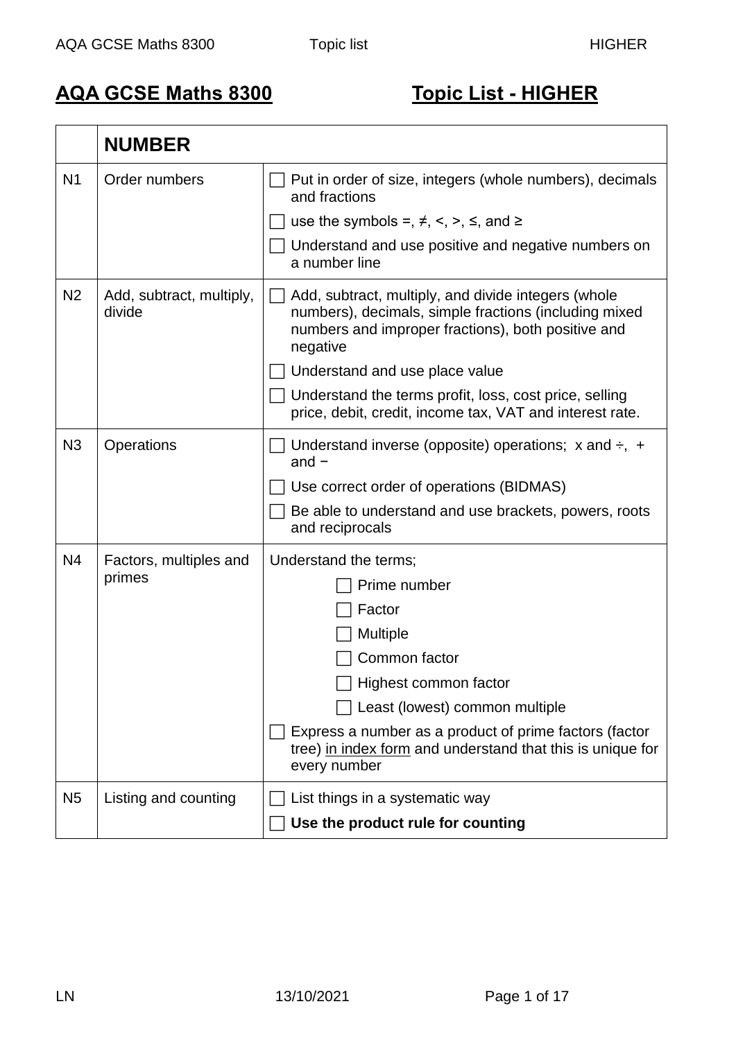# AQA GCSE Maths 8300 — Topic List - HIGHER

| | **NUMBER** | |
|---|---|---|
| N1 | Order numbers | ☐ Put in order of size, integers (whole numbers), decimals and fractions<br>☐ use the symbols =, ≠, <, >, ≤, and ≥<br>☐ Understand and use positive and negative numbers on a number line |
| N2 | Add, subtract, multiply, divide | ☐ Add, subtract, multiply, and divide integers (whole numbers), decimals, simple fractions (including mixed numbers and improper fractions), both positive and negative<br>☐ Understand and use place value<br>☐ Understand the terms profit, loss, cost price, selling price, debit, credit, income tax, VAT and interest rate. |
| N3 | Operations | ☐ Understand inverse (opposite) operations; x and ÷, + and −<br>☐ Use correct order of operations (BIDMAS)<br>☐ Be able to understand and use brackets, powers, roots and reciprocals |
| N4 | Factors, multiples and primes | Understand the terms;<br>☐ Prime number<br>☐ Factor<br>☐ Multiple<br>☐ Common factor<br>☐ Highest common factor<br>☐ Least (lowest) common multiple<br>☐ Express a number as a product of prime factors (factor tree) <u>in index form</u> and understand that this is unique for every number |
| N5 | Listing and counting | ☐ List things in a systematic way<br>☐ **Use the product rule for counting** |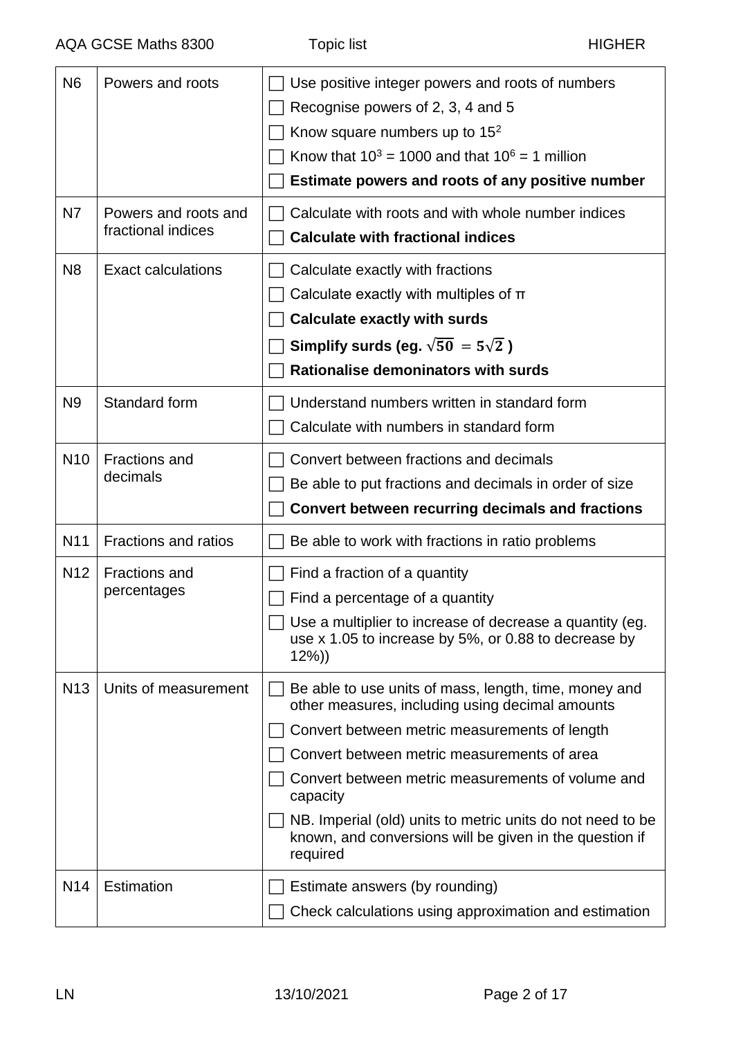| | | |
|---|---|---|
| N6 | Powers and roots | ☐ Use positive integer powers and roots of numbers<br>☐ Recognise powers of 2, 3, 4 and 5<br>☐ Know square numbers up to $15^2$<br>☐ Know that $10^3 = 1000$ and that $10^6 = 1$ million<br>☐ **Estimate powers and roots of any positive number** |
| N7 | Powers and roots and fractional indices | ☐ Calculate with roots and with whole number indices<br>☐ **Calculate with fractional indices** |
| N8 | Exact calculations | ☐ Calculate exactly with fractions<br>☐ Calculate exactly with multiples of π<br>☐ **Calculate exactly with surds**<br>☐ **Simplify surds (eg. $\sqrt{50} = 5\sqrt{2}$ )**<br>☐ **Rationalise demoninators with surds** |
| N9 | Standard form | ☐ Understand numbers written in standard form<br>☐ Calculate with numbers in standard form |
| N10 | Fractions and decimals | ☐ Convert between fractions and decimals<br>☐ Be able to put fractions and decimals in order of size<br>☐ **Convert between recurring decimals and fractions** |
| N11 | Fractions and ratios | ☐ Be able to work with fractions in ratio problems |
| N12 | Fractions and percentages | ☐ Find a fraction of a quantity<br>☐ Find a percentage of a quantity<br>☐ Use a multiplier to increase of decrease a quantity (eg. use x 1.05 to increase by 5%, or 0.88 to decrease by 12%)) |
| N13 | Units of measurement | ☐ Be able to use units of mass, length, time, money and other measures, including using decimal amounts<br>☐ Convert between metric measurements of length<br>☐ Convert between metric measurements of area<br>☐ Convert between metric measurements of volume and capacity<br>☐ NB. Imperial (old) units to metric units do not need to be known, and conversions will be given in the question if required |
| N14 | Estimation | ☐ Estimate answers (by rounding)<br>☐ Check calculations using approximation and estimation |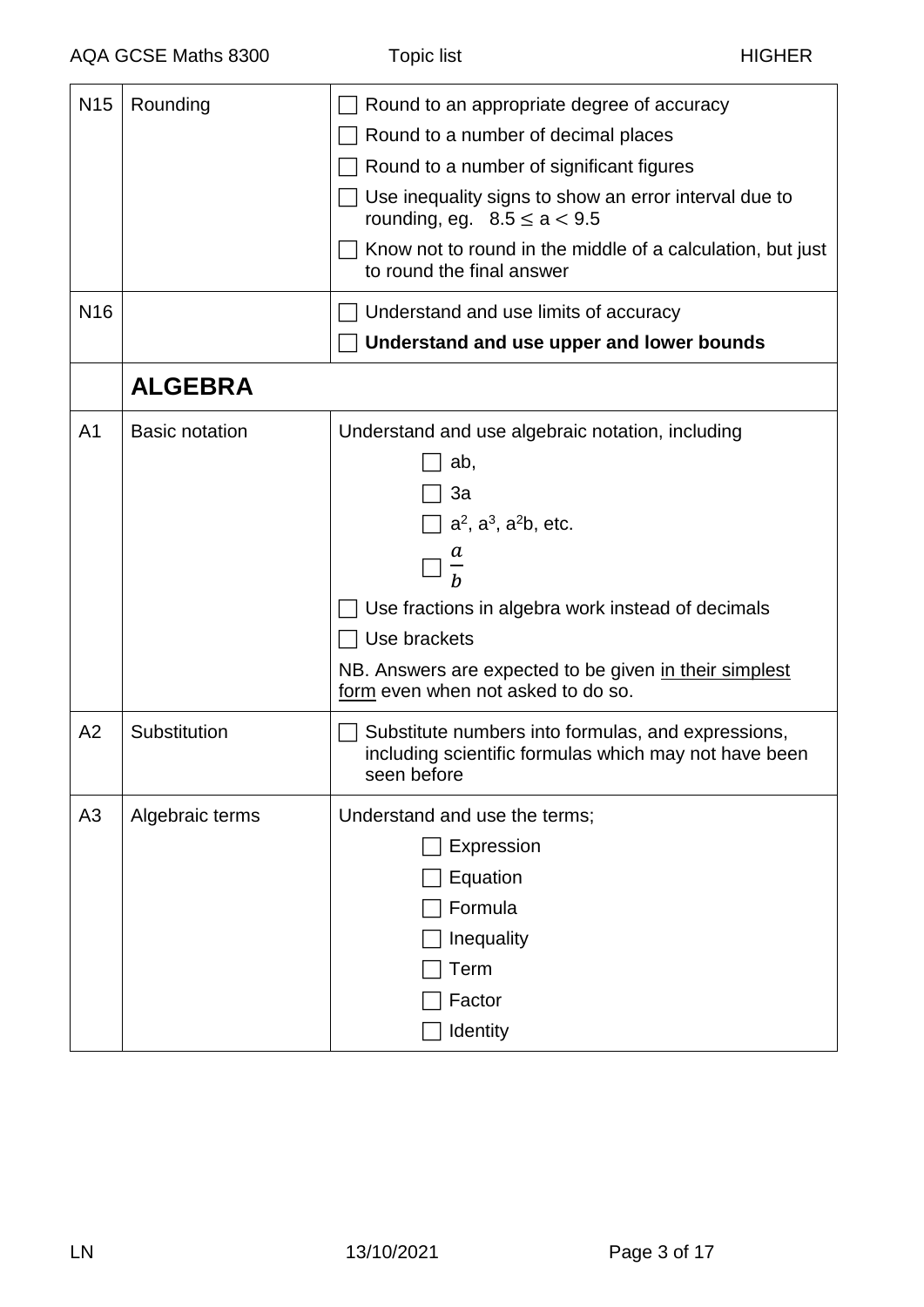| | | |
|---|---|---|
| N15 | Rounding | ☐ Round to an appropriate degree of accuracy<br>☐ Round to a number of decimal places<br>☐ Round to a number of significant figures<br>☐ Use inequality signs to show an error interval due to rounding, eg. $8.5 \leq a < 9.5$<br>☐ Know not to round in the middle of a calculation, but just to round the final answer |
| N16 | | ☐ Understand and use limits of accuracy<br>☐ **Understand and use upper and lower bounds** |
| | **ALGEBRA** | |
| A1 | Basic notation | Understand and use algebraic notation, including<br>☐ ab,<br>☐ 3a<br>☐ $a^2$, $a^3$, $a^2b$, etc.<br>☐ $\frac{a}{b}$<br>☐ Use fractions in algebra work instead of decimals<br>☐ Use brackets<br>NB. Answers are expected to be given <u>in their simplest form</u> even when not asked to do so. |
| A2 | Substitution | ☐ Substitute numbers into formulas, and expressions, including scientific formulas which may not have been seen before |
| A3 | Algebraic terms | Understand and use the terms;<br>☐ Expression<br>☐ Equation<br>☐ Formula<br>☐ Inequality<br>☐ Term<br>☐ Factor<br>☐ Identity |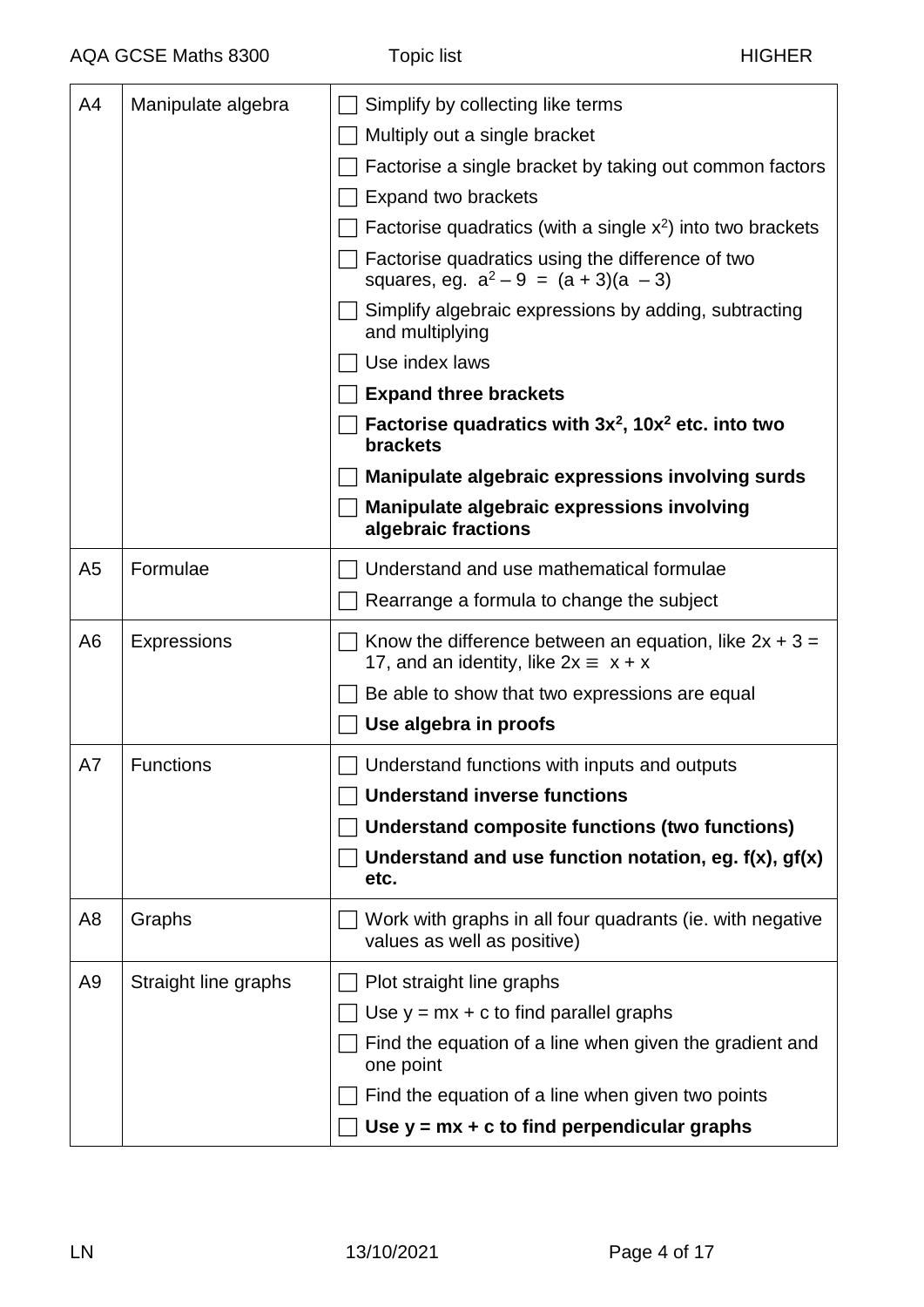| | | |
|---|---|---|
| A4 | Manipulate algebra | ☐ Simplify by collecting like terms<br>☐ Multiply out a single bracket<br>☐ Factorise a single bracket by taking out common factors<br>☐ Expand two brackets<br>☐ Factorise quadratics (with a single $x^2$) into two brackets<br>☐ Factorise quadratics using the difference of two squares, eg. $a^2 - 9 = (a + 3)(a - 3)$<br>☐ Simplify algebraic expressions by adding, subtracting and multiplying<br>☐ Use index laws<br>☐ **Expand three brackets**<br>☐ **Factorise quadratics with $3x^2$, $10x^2$ etc. into two brackets**<br>☐ **Manipulate algebraic expressions involving surds**<br>☐ **Manipulate algebraic expressions involving algebraic fractions** |
| A5 | Formulae | ☐ Understand and use mathematical formulae<br>☐ Rearrange a formula to change the subject |
| A6 | Expressions | ☐ Know the difference between an equation, like $2x + 3 = 17$, and an identity, like $2x \equiv x + x$<br>☐ Be able to show that two expressions are equal<br>☐ **Use algebra in proofs** |
| A7 | Functions | ☐ Understand functions with inputs and outputs<br>☐ **Understand inverse functions**<br>☐ **Understand composite functions (two functions)**<br>☐ **Understand and use function notation, eg. f(x), gf(x) etc.** |
| A8 | Graphs | ☐ Work with graphs in all four quadrants (ie. with negative values as well as positive) |
| A9 | Straight line graphs | ☐ Plot straight line graphs<br>☐ Use $y = mx + c$ to find parallel graphs<br>☐ Find the equation of a line when given the gradient and one point<br>☐ Find the equation of a line when given two points<br>☐ **Use $y = mx + c$ to find perpendicular graphs** |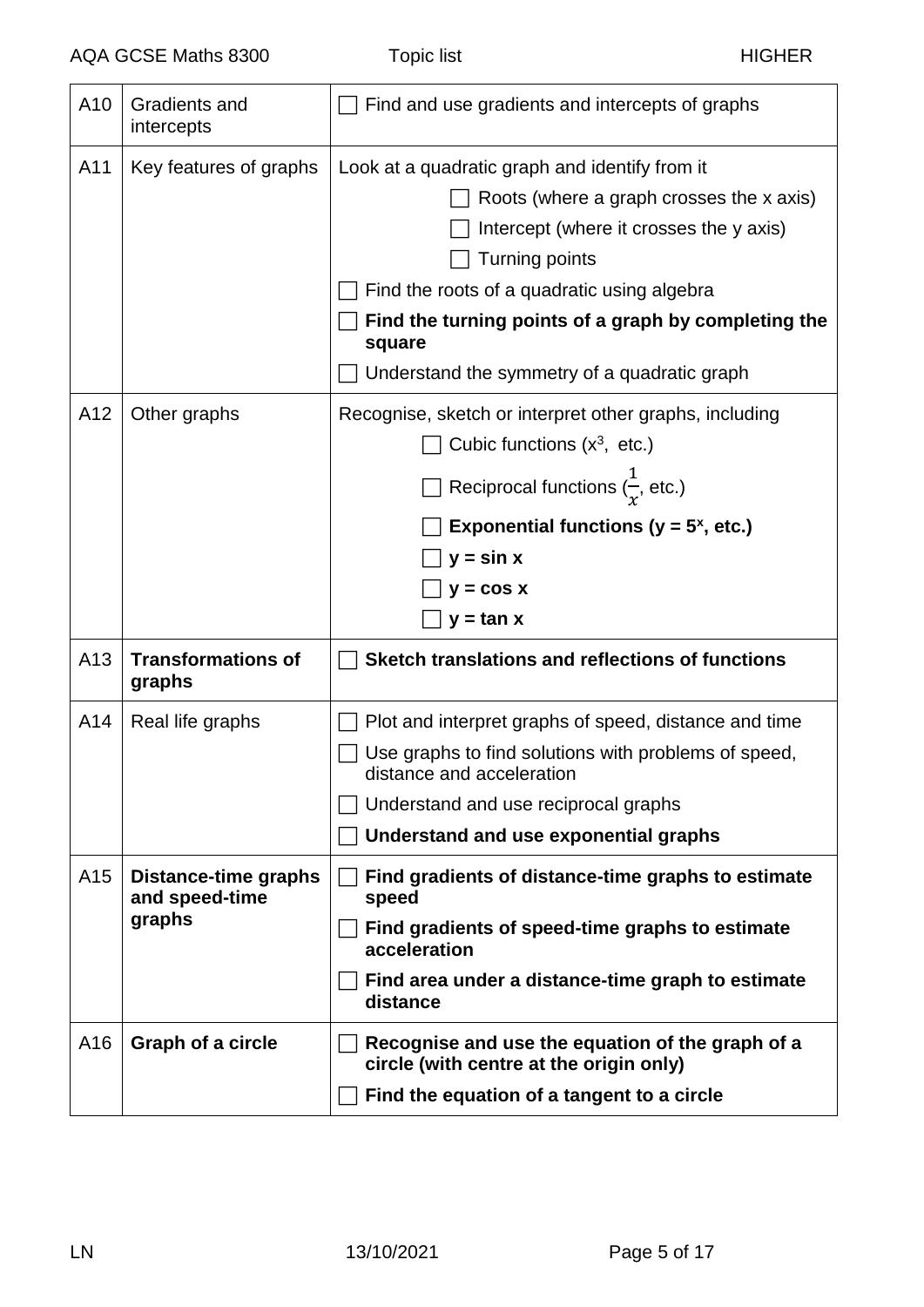| | | |
|---|---|---|
| A10 | Gradients and intercepts | ☐ Find and use gradients and intercepts of graphs |
| A11 | Key features of graphs | Look at a quadratic graph and identify from it<br>☐ Roots (where a graph crosses the x axis)<br>☐ Intercept (where it crosses the y axis)<br>☐ Turning points<br>☐ Find the roots of a quadratic using algebra<br>☐ **Find the turning points of a graph by completing the square**<br>☐ Understand the symmetry of a quadratic graph |
| A12 | Other graphs | Recognise, sketch or interpret other graphs, including<br>☐ Cubic functions ($x^3$, etc.)<br>☐ Reciprocal functions ($\frac{1}{x}$, etc.)<br>☐ **Exponential functions ($y = 5^x$, etc.)**<br>☐ **y = sin x**<br>☐ **y = cos x**<br>☐ **y = tan x** |
| A13 | **Transformations of graphs** | ☐ **Sketch translations and reflections of functions** |
| A14 | Real life graphs | ☐ Plot and interpret graphs of speed, distance and time<br>☐ Use graphs to find solutions with problems of speed, distance and acceleration<br>☐ Understand and use reciprocal graphs<br>☐ **Understand and use exponential graphs** |
| A15 | **Distance-time graphs and speed-time graphs** | ☐ **Find gradients of distance-time graphs to estimate speed**<br>☐ **Find gradients of speed-time graphs to estimate acceleration**<br>☐ **Find area under a distance-time graph to estimate distance** |
| A16 | **Graph of a circle** | ☐ **Recognise and use the equation of the graph of a circle (with centre at the origin only)**<br>☐ **Find the equation of a tangent to a circle** |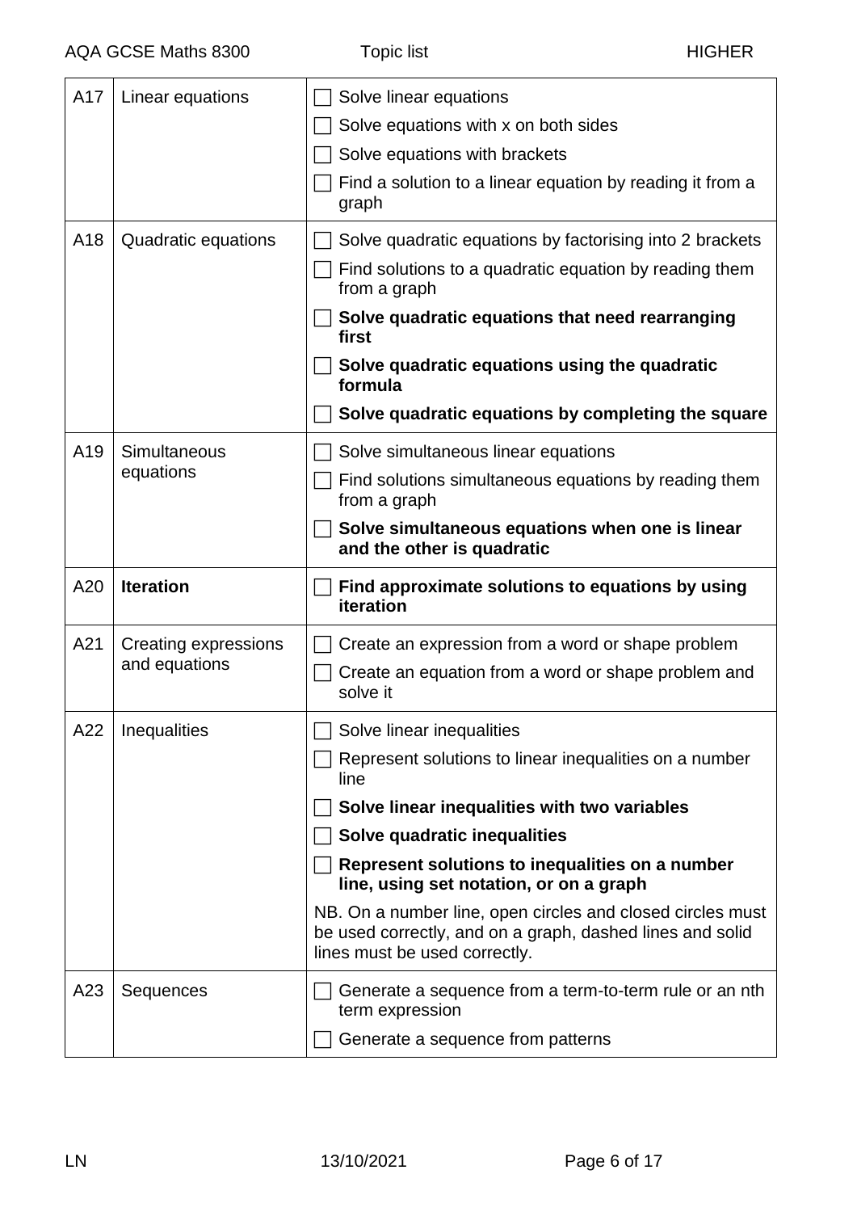| | | |
|---|---|---|
| A17 | Linear equations | ☐ Solve linear equations<br>☐ Solve equations with x on both sides<br>☐ Solve equations with brackets<br>☐ Find a solution to a linear equation by reading it from a graph |
| A18 | Quadratic equations | ☐ Solve quadratic equations by factorising into 2 brackets<br>☐ Find solutions to a quadratic equation by reading them from a graph<br>☐ **Solve quadratic equations that need rearranging first**<br>☐ **Solve quadratic equations using the quadratic formula**<br>☐ **Solve quadratic equations by completing the square** |
| A19 | Simultaneous equations | ☐ Solve simultaneous linear equations<br>☐ Find solutions simultaneous equations by reading them from a graph<br>☐ **Solve simultaneous equations when one is linear and the other is quadratic** |
| A20 | **Iteration** | ☐ **Find approximate solutions to equations by using iteration** |
| A21 | Creating expressions and equations | ☐ Create an expression from a word or shape problem<br>☐ Create an equation from a word or shape problem and solve it |
| A22 | Inequalities | ☐ Solve linear inequalities<br>☐ Represent solutions to linear inequalities on a number line<br>☐ **Solve linear inequalities with two variables**<br>☐ **Solve quadratic inequalities**<br>☐ **Represent solutions to inequalities on a number line, using set notation, or on a graph**<br>NB. On a number line, open circles and closed circles must be used correctly, and on a graph, dashed lines and solid lines must be used correctly. |
| A23 | Sequences | ☐ Generate a sequence from a term-to-term rule or an nth term expression<br>☐ Generate a sequence from patterns |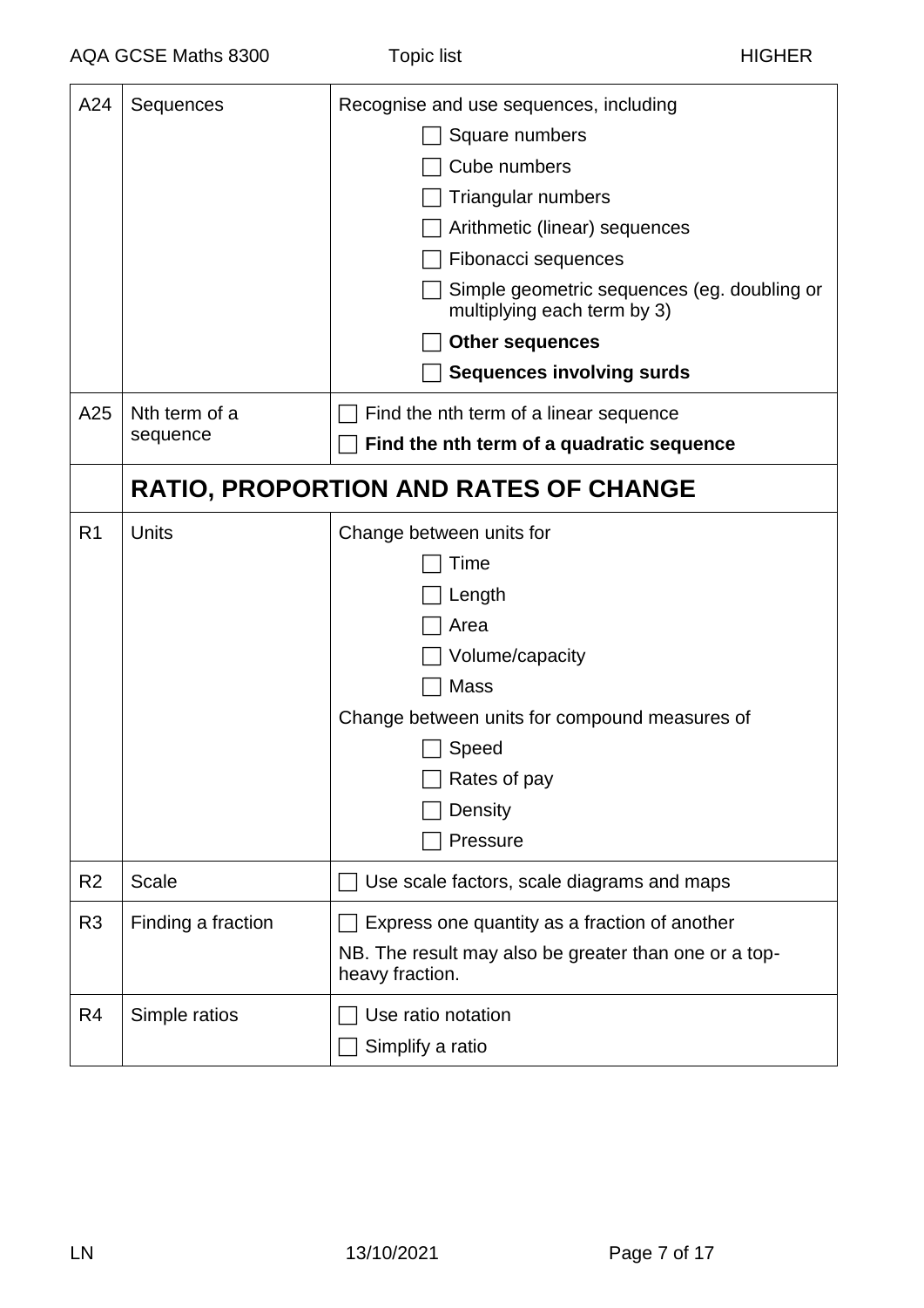| | | |
|---|---|---|
| A24 | Sequences | Recognise and use sequences, including<br>☐ Square numbers<br>☐ Cube numbers<br>☐ Triangular numbers<br>☐ Arithmetic (linear) sequences<br>☐ Fibonacci sequences<br>☐ Simple geometric sequences (eg. doubling or multiplying each term by 3)<br>☐ **Other sequences**<br>☐ **Sequences involving surds** |
| A25 | Nth term of a sequence | ☐ Find the nth term of a linear sequence<br>☐ **Find the nth term of a quadratic sequence** |
| | **RATIO, PROPORTION AND RATES OF CHANGE** | |
| R1 | Units | Change between units for<br>☐ Time<br>☐ Length<br>☐ Area<br>☐ Volume/capacity<br>☐ Mass<br>Change between units for compound measures of<br>☐ Speed<br>☐ Rates of pay<br>☐ Density<br>☐ Pressure |
| R2 | Scale | ☐ Use scale factors, scale diagrams and maps |
| R3 | Finding a fraction | ☐ Express one quantity as a fraction of another<br>NB. The result may also be greater than one or a top-heavy fraction. |
| R4 | Simple ratios | ☐ Use ratio notation<br>☐ Simplify a ratio |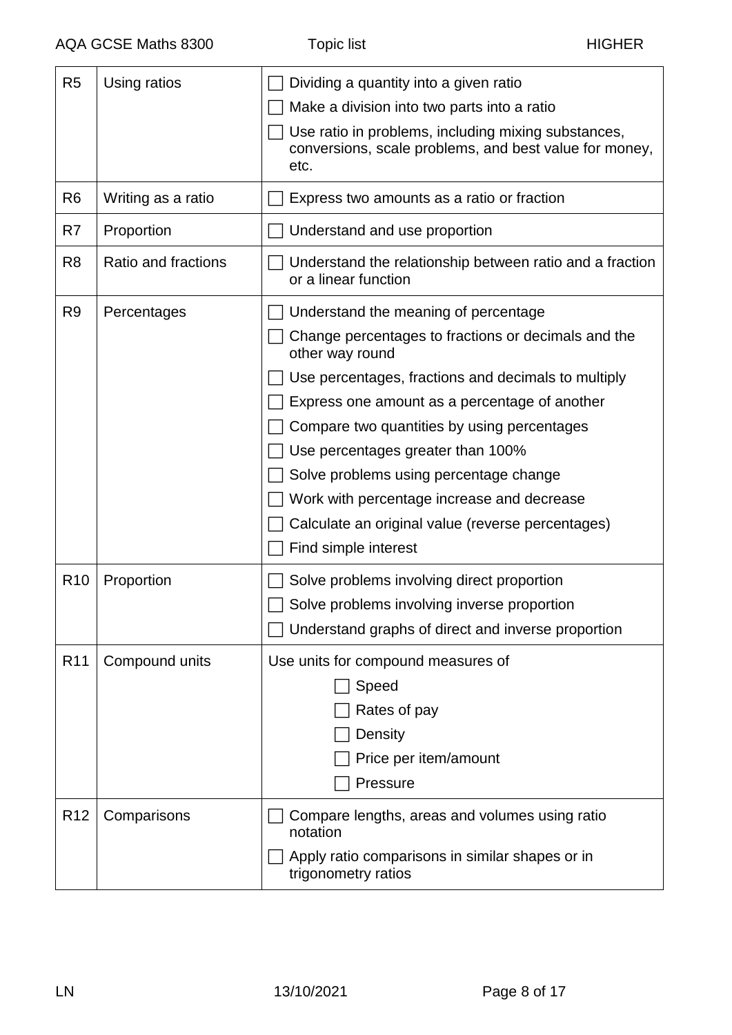| R5 | Using ratios | ☐ Dividing a quantity into a given ratio<br>☐ Make a division into two parts into a ratio<br>☐ Use ratio in problems, including mixing substances, conversions, scale problems, and best value for money, etc. |
|---|---|---|
| R6 | Writing as a ratio | ☐ Express two amounts as a ratio or fraction |
| R7 | Proportion | ☐ Understand and use proportion |
| R8 | Ratio and fractions | ☐ Understand the relationship between ratio and a fraction or a linear function |
| R9 | Percentages | ☐ Understand the meaning of percentage<br>☐ Change percentages to fractions or decimals and the other way round<br>☐ Use percentages, fractions and decimals to multiply<br>☐ Express one amount as a percentage of another<br>☐ Compare two quantities by using percentages<br>☐ Use percentages greater than 100%<br>☐ Solve problems using percentage change<br>☐ Work with percentage increase and decrease<br>☐ Calculate an original value (reverse percentages)<br>☐ Find simple interest |
| R10 | Proportion | ☐ Solve problems involving direct proportion<br>☐ Solve problems involving inverse proportion<br>☐ Understand graphs of direct and inverse proportion |
| R11 | Compound units | Use units for compound measures of<br>☐ Speed<br>☐ Rates of pay<br>☐ Density<br>☐ Price per item/amount<br>☐ Pressure |
| R12 | Comparisons | ☐ Compare lengths, areas and volumes using ratio notation<br>☐ Apply ratio comparisons in similar shapes or in trigonometry ratios |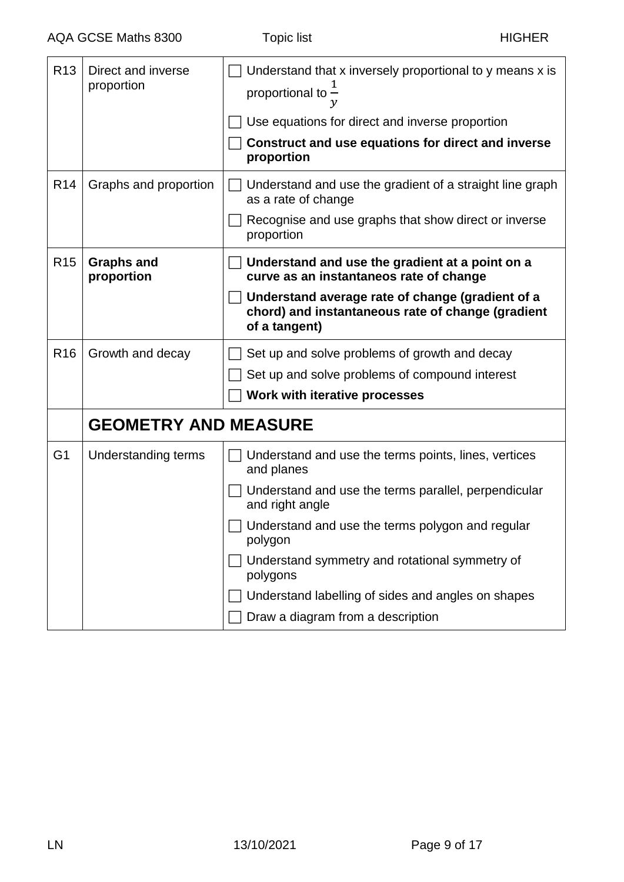| | | |
|---|---|---|
| R13 | Direct and inverse proportion | ☐ Understand that x inversely proportional to y means x is proportional to $\frac{1}{y}$<br>☐ Use equations for direct and inverse proportion<br>☐ **Construct and use equations for direct and inverse proportion** |
| R14 | Graphs and proportion | ☐ Understand and use the gradient of a straight line graph as a rate of change<br>☐ Recognise and use graphs that show direct or inverse proportion |
| R15 | **Graphs and proportion** | ☐ **Understand and use the gradient at a point on a curve as an instantaneos rate of change**<br>☐ **Understand average rate of change (gradient of a chord) and instantaneous rate of change (gradient of a tangent)** |
| R16 | Growth and decay | ☐ Set up and solve problems of growth and decay<br>☐ Set up and solve problems of compound interest<br>☐ **Work with iterative processes** |
| | **GEOMETRY AND MEASURE** | |
| G1 | Understanding terms | ☐ Understand and use the terms points, lines, vertices and planes<br>☐ Understand and use the terms parallel, perpendicular and right angle<br>☐ Understand and use the terms polygon and regular polygon<br>☐ Understand symmetry and rotational symmetry of polygons<br>☐ Understand labelling of sides and angles on shapes<br>☐ Draw a diagram from a description |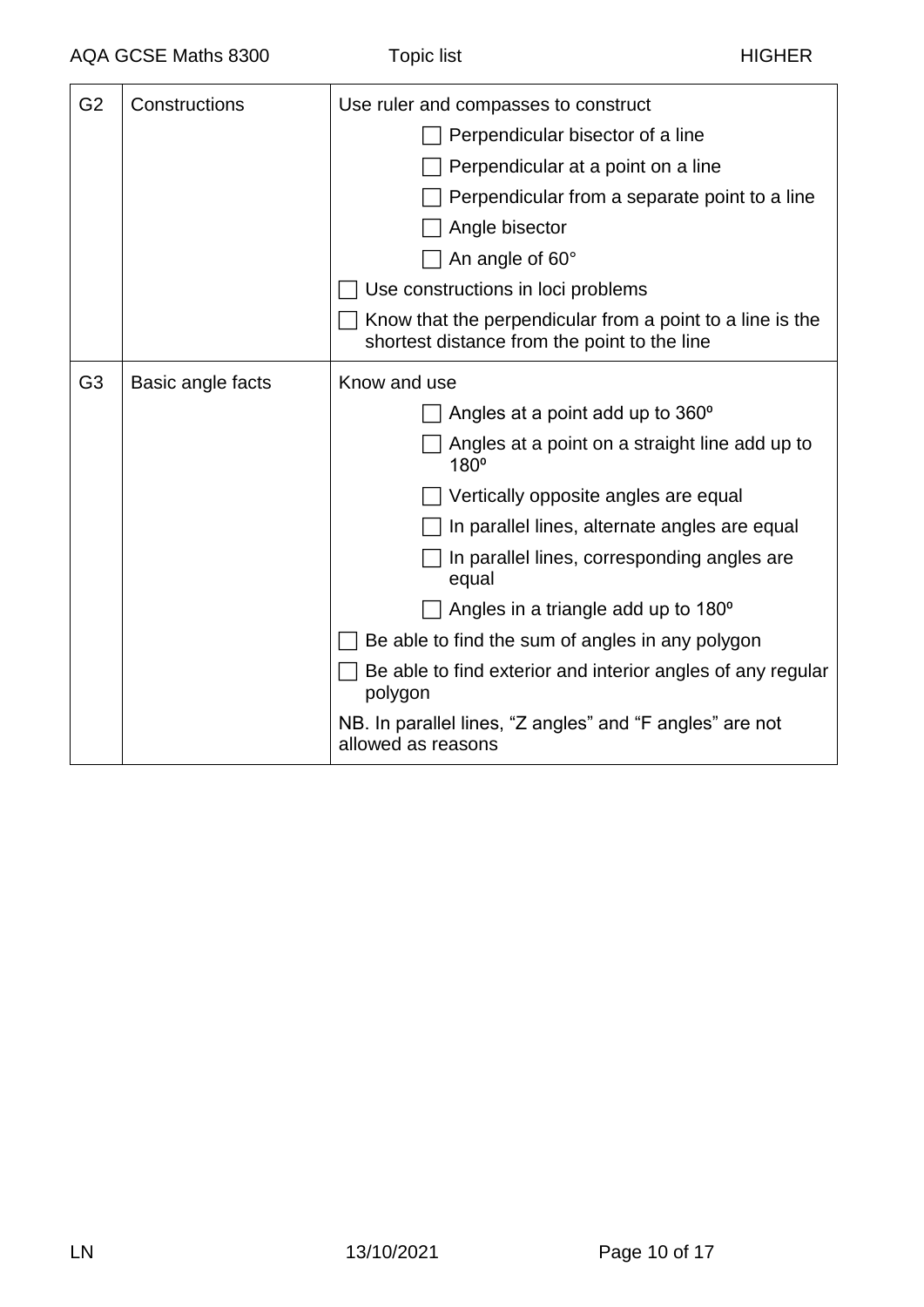| | | |
|---|---|---|
| G2 | Constructions | Use ruler and compasses to construct<br>☐ Perpendicular bisector of a line<br>☐ Perpendicular at a point on a line<br>☐ Perpendicular from a separate point to a line<br>☐ Angle bisector<br>☐ An angle of 60°<br>☐ Use constructions in loci problems<br>☐ Know that the perpendicular from a point to a line is the shortest distance from the point to the line |
| G3 | Basic angle facts | Know and use<br>☐ Angles at a point add up to 360º<br>☐ Angles at a point on a straight line add up to 180º<br>☐ Vertically opposite angles are equal<br>☐ In parallel lines, alternate angles are equal<br>☐ In parallel lines, corresponding angles are equal<br>☐ Angles in a triangle add up to 180º<br>☐ Be able to find the sum of angles in any polygon<br>☐ Be able to find exterior and interior angles of any regular polygon<br>NB. In parallel lines, "Z angles" and "F angles" are not allowed as reasons |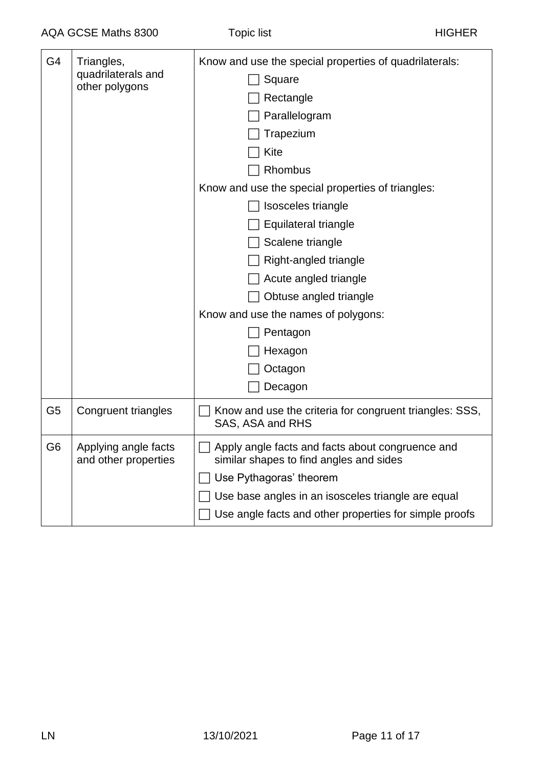| | | |
|---|---|---|
| G4 | Triangles, quadrilaterals and other polygons | Know and use the special properties of quadrilaterals:<br>☐ Square<br>☐ Rectangle<br>☐ Parallelogram<br>☐ Trapezium<br>☐ Kite<br>☐ Rhombus<br>Know and use the special properties of triangles:<br>☐ Isosceles triangle<br>☐ Equilateral triangle<br>☐ Scalene triangle<br>☐ Right-angled triangle<br>☐ Acute angled triangle<br>☐ Obtuse angled triangle<br>Know and use the names of polygons:<br>☐ Pentagon<br>☐ Hexagon<br>☐ Octagon<br>☐ Decagon |
| G5 | Congruent triangles | ☐ Know and use the criteria for congruent triangles: SSS, SAS, ASA and RHS |
| G6 | Applying angle facts and other properties | ☐ Apply angle facts and facts about congruence and similar shapes to find angles and sides<br>☐ Use Pythagoras' theorem<br>☐ Use base angles in an isosceles triangle are equal<br>☐ Use angle facts and other properties for simple proofs |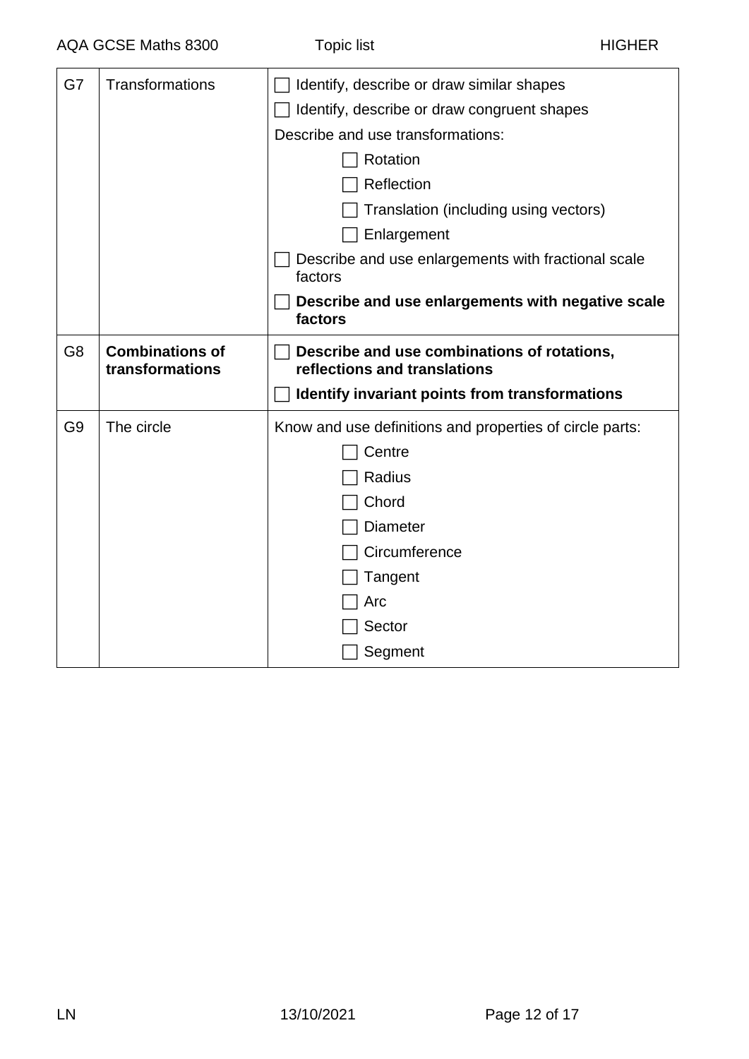| | | |
|---|---|---|
| G7 | Transformations | ☐ Identify, describe or draw similar shapes<br>☐ Identify, describe or draw congruent shapes<br>Describe and use transformations:<br>☐ Rotation<br>☐ Reflection<br>☐ Translation (including using vectors)<br>☐ Enlargement<br>☐ Describe and use enlargements with fractional scale factors<br>☐ **Describe and use enlargements with negative scale factors** |
| G8 | **Combinations of transformations** | ☐ **Describe and use combinations of rotations, reflections and translations**<br>☐ **Identify invariant points from transformations** |
| G9 | The circle | Know and use definitions and properties of circle parts:<br>☐ Centre<br>☐ Radius<br>☐ Chord<br>☐ Diameter<br>☐ Circumference<br>☐ Tangent<br>☐ Arc<br>☐ Sector<br>☐ Segment |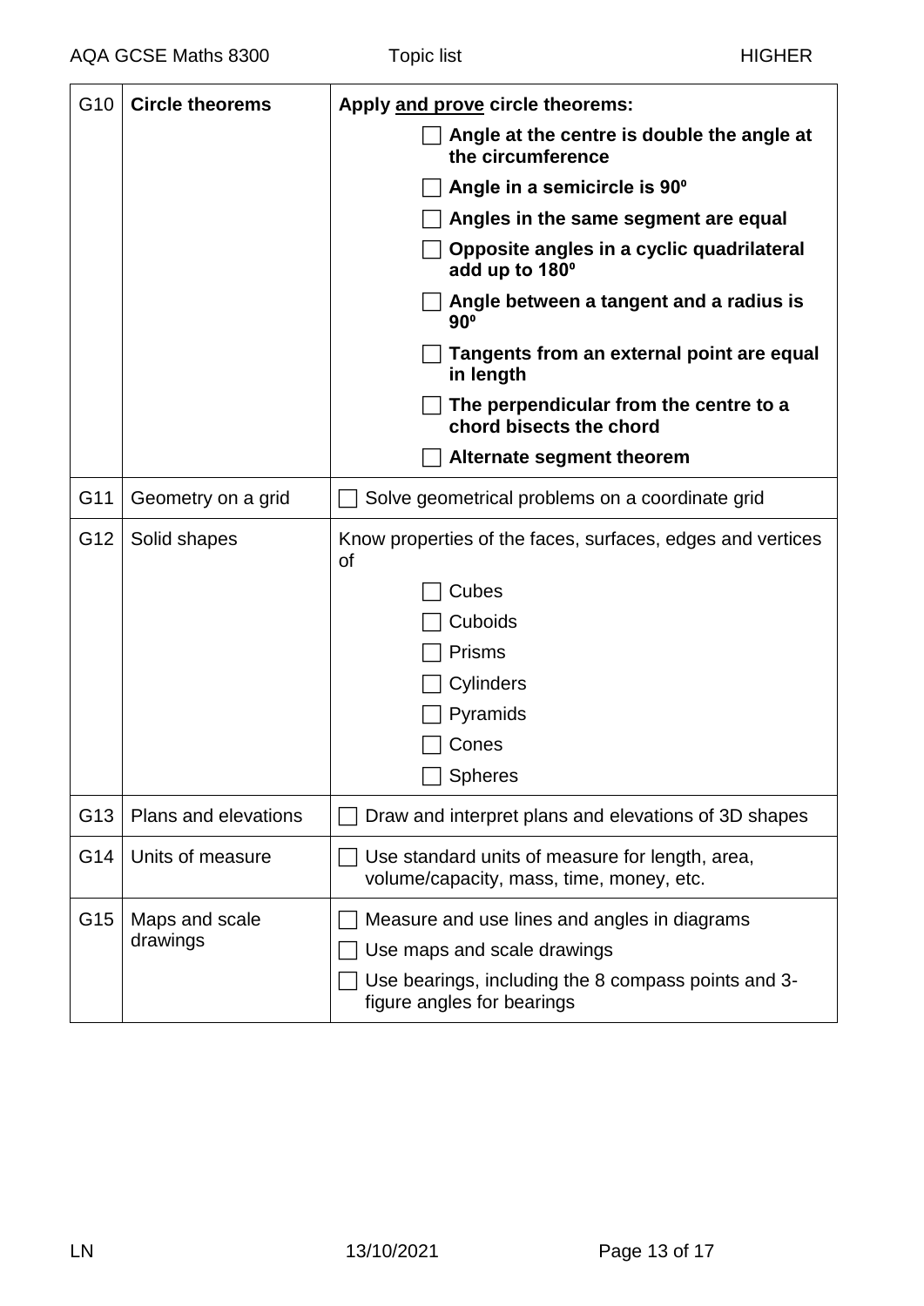| | | |
|---|---|---|
| G10 | **Circle theorems** | **Apply <u>and prove</u> circle theorems:**<br>☐ **Angle at the centre is double the angle at the circumference**<br>☐ **Angle in a semicircle is 90º**<br>☐ **Angles in the same segment are equal**<br>☐ **Opposite angles in a cyclic quadrilateral add up to 180º**<br>☐ **Angle between a tangent and a radius is 90º**<br>☐ **Tangents from an external point are equal in length**<br>☐ **The perpendicular from the centre to a chord bisects the chord**<br>☐ **Alternate segment theorem** |
| G11 | Geometry on a grid | ☐ Solve geometrical problems on a coordinate grid |
| G12 | Solid shapes | Know properties of the faces, surfaces, edges and vertices of<br>☐ Cubes<br>☐ Cuboids<br>☐ Prisms<br>☐ Cylinders<br>☐ Pyramids<br>☐ Cones<br>☐ Spheres |
| G13 | Plans and elevations | ☐ Draw and interpret plans and elevations of 3D shapes |
| G14 | Units of measure | ☐ Use standard units of measure for length, area, volume/capacity, mass, time, money, etc. |
| G15 | Maps and scale drawings | ☐ Measure and use lines and angles in diagrams<br>☐ Use maps and scale drawings<br>☐ Use bearings, including the 8 compass points and 3-figure angles for bearings |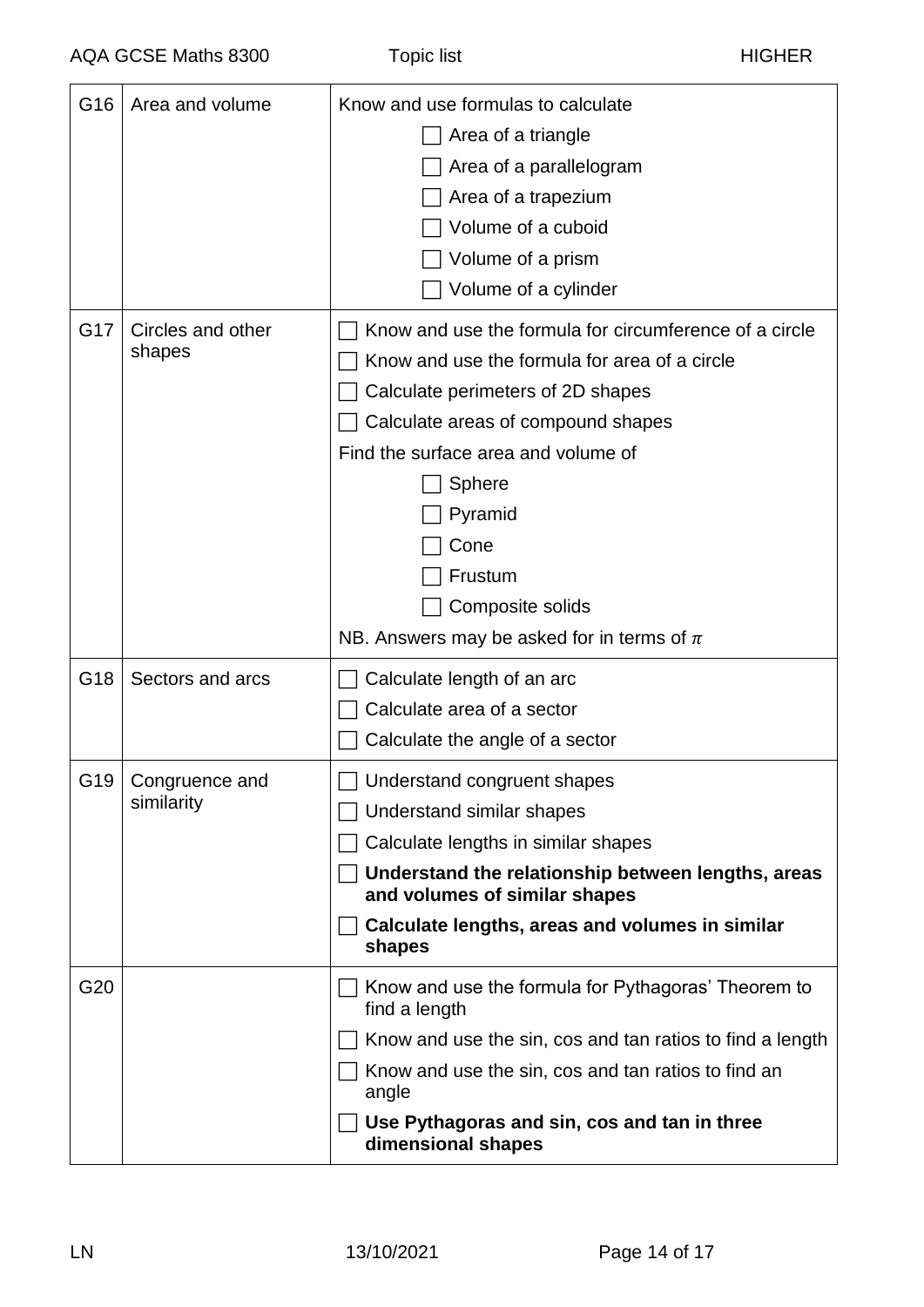| | | |
|---|---|---|
| G16 | Area and volume | Know and use formulas to calculate<br>☐ Area of a triangle<br>☐ Area of a parallelogram<br>☐ Area of a trapezium<br>☐ Volume of a cuboid<br>☐ Volume of a prism<br>☐ Volume of a cylinder |
| G17 | Circles and other shapes | ☐ Know and use the formula for circumference of a circle<br>☐ Know and use the formula for area of a circle<br>☐ Calculate perimeters of 2D shapes<br>☐ Calculate areas of compound shapes<br>Find the surface area and volume of<br>☐ Sphere<br>☐ Pyramid<br>☐ Cone<br>☐ Frustum<br>☐ Composite solids<br>NB. Answers may be asked for in terms of $\pi$ |
| G18 | Sectors and arcs | ☐ Calculate length of an arc<br>☐ Calculate area of a sector<br>☐ Calculate the angle of a sector |
| G19 | Congruence and similarity | ☐ Understand congruent shapes<br>☐ Understand similar shapes<br>☐ Calculate lengths in similar shapes<br>☐ **Understand the relationship between lengths, areas and volumes of similar shapes**<br>☐ **Calculate lengths, areas and volumes in similar shapes** |
| G20 | | ☐ Know and use the formula for Pythagoras' Theorem to find a length<br>☐ Know and use the sin, cos and tan ratios to find a length<br>☐ Know and use the sin, cos and tan ratios to find an angle<br>☐ **Use Pythagoras and sin, cos and tan in three dimensional shapes** |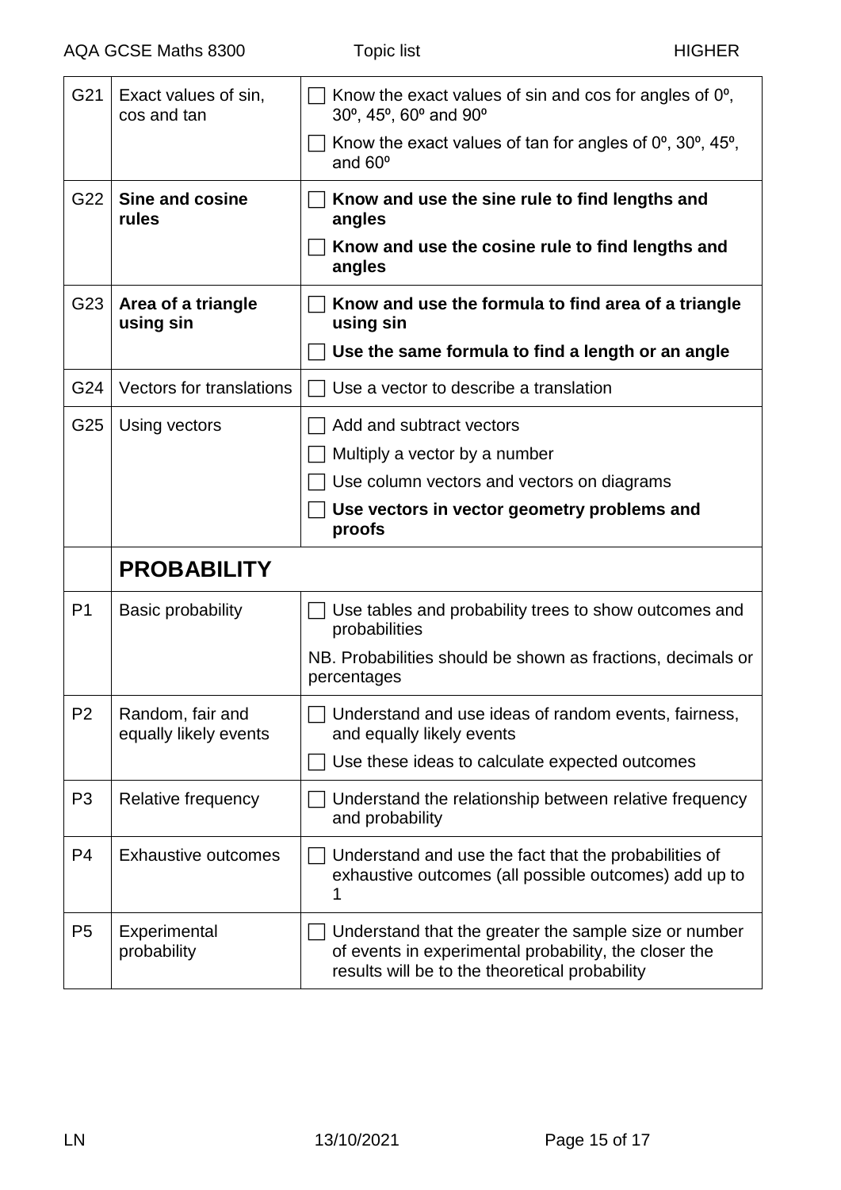| | | |
|---|---|---|
| G21 | Exact values of sin, cos and tan | ☐ Know the exact values of sin and cos for angles of 0º, 30º, 45º, 60º and 90º<br>☐ Know the exact values of tan for angles of 0º, 30º, 45º, and 60º |
| G22 | **Sine and cosine rules** | ☐ **Know and use the sine rule to find lengths and angles**<br>☐ **Know and use the cosine rule to find lengths and angles** |
| G23 | **Area of a triangle using sin** | ☐ **Know and use the formula to find area of a triangle using sin**<br>☐ **Use the same formula to find a length or an angle** |
| G24 | Vectors for translations | ☐ Use a vector to describe a translation |
| G25 | Using vectors | ☐ Add and subtract vectors<br>☐ Multiply a vector by a number<br>☐ Use column vectors and vectors on diagrams<br>☐ **Use vectors in vector geometry problems and proofs** |
| | **PROBABILITY** | |
| P1 | Basic probability | ☐ Use tables and probability trees to show outcomes and probabilities<br>NB. Probabilities should be shown as fractions, decimals or percentages |
| P2 | Random, fair and equally likely events | ☐ Understand and use ideas of random events, fairness, and equally likely events<br>☐ Use these ideas to calculate expected outcomes |
| P3 | Relative frequency | ☐ Understand the relationship between relative frequency and probability |
| P4 | Exhaustive outcomes | ☐ Understand and use the fact that the probabilities of exhaustive outcomes (all possible outcomes) add up to 1 |
| P5 | Experimental probability | ☐ Understand that the greater the sample size or number of events in experimental probability, the closer the results will be to the theoretical probability |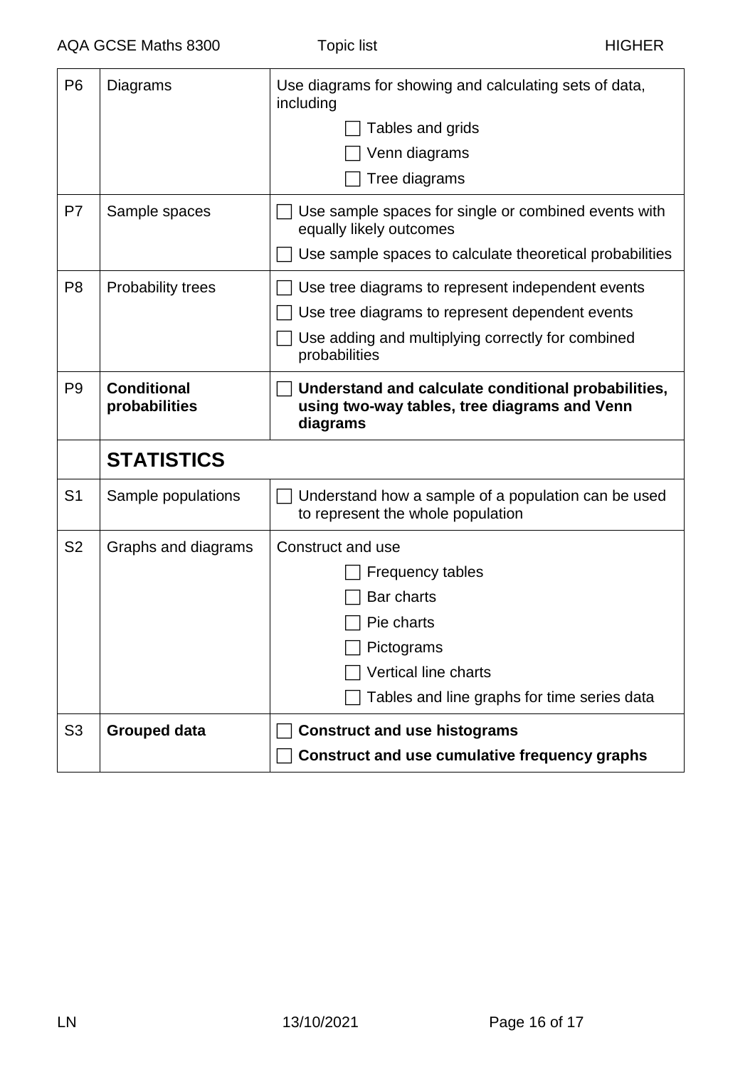| | | |
|---|---|---|
| P6 | Diagrams | Use diagrams for showing and calculating sets of data, including<br>☐ Tables and grids<br>☐ Venn diagrams<br>☐ Tree diagrams |
| P7 | Sample spaces | ☐ Use sample spaces for single or combined events with equally likely outcomes<br>☐ Use sample spaces to calculate theoretical probabilities |
| P8 | Probability trees | ☐ Use tree diagrams to represent independent events<br>☐ Use tree diagrams to represent dependent events<br>☐ Use adding and multiplying correctly for combined probabilities |
| P9 | **Conditional probabilities** | ☐ **Understand and calculate conditional probabilities, using two-way tables, tree diagrams and Venn diagrams** |
| | **STATISTICS** | |
| S1 | Sample populations | ☐ Understand how a sample of a population can be used to represent the whole population |
| S2 | Graphs and diagrams | Construct and use<br>☐ Frequency tables<br>☐ Bar charts<br>☐ Pie charts<br>☐ Pictograms<br>☐ Vertical line charts<br>☐ Tables and line graphs for time series data |
| S3 | **Grouped data** | ☐ **Construct and use histograms**<br>☐ **Construct and use cumulative frequency graphs** |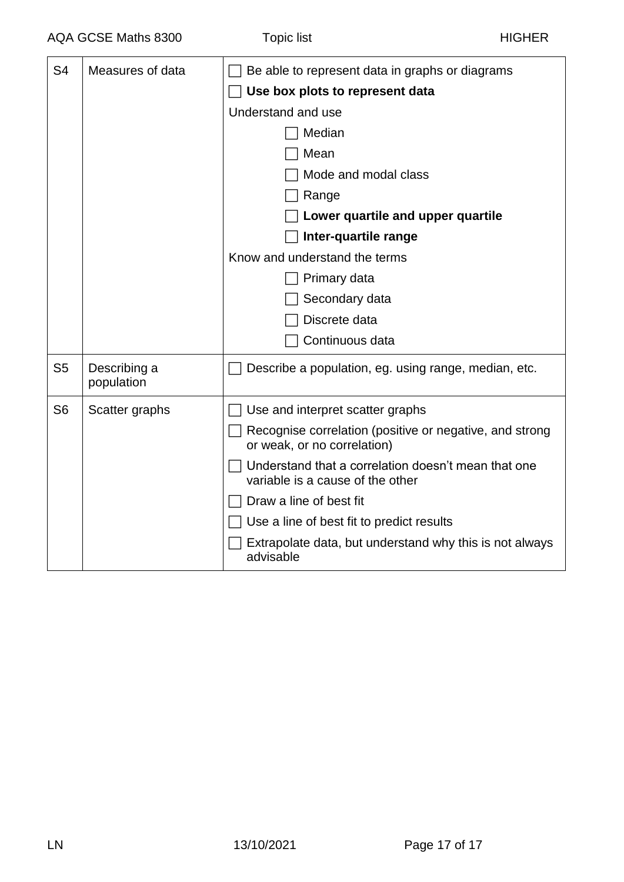| | | |
|---|---|---|
| S4 | Measures of data | ☐ Be able to represent data in graphs or diagrams<br>☐ **Use box plots to represent data**<br>Understand and use<br>☐ Median<br>☐ Mean<br>☐ Mode and modal class<br>☐ Range<br>☐ **Lower quartile and upper quartile**<br>☐ **Inter-quartile range**<br>Know and understand the terms<br>☐ Primary data<br>☐ Secondary data<br>☐ Discrete data<br>☐ Continuous data |
| S5 | Describing a population | ☐ Describe a population, eg. using range, median, etc. |
| S6 | Scatter graphs | ☐ Use and interpret scatter graphs<br>☐ Recognise correlation (positive or negative, and strong or weak, or no correlation)<br>☐ Understand that a correlation doesn't mean that one variable is a cause of the other<br>☐ Draw a line of best fit<br>☐ Use a line of best fit to predict results<br>☐ Extrapolate data, but understand why this is not always advisable |